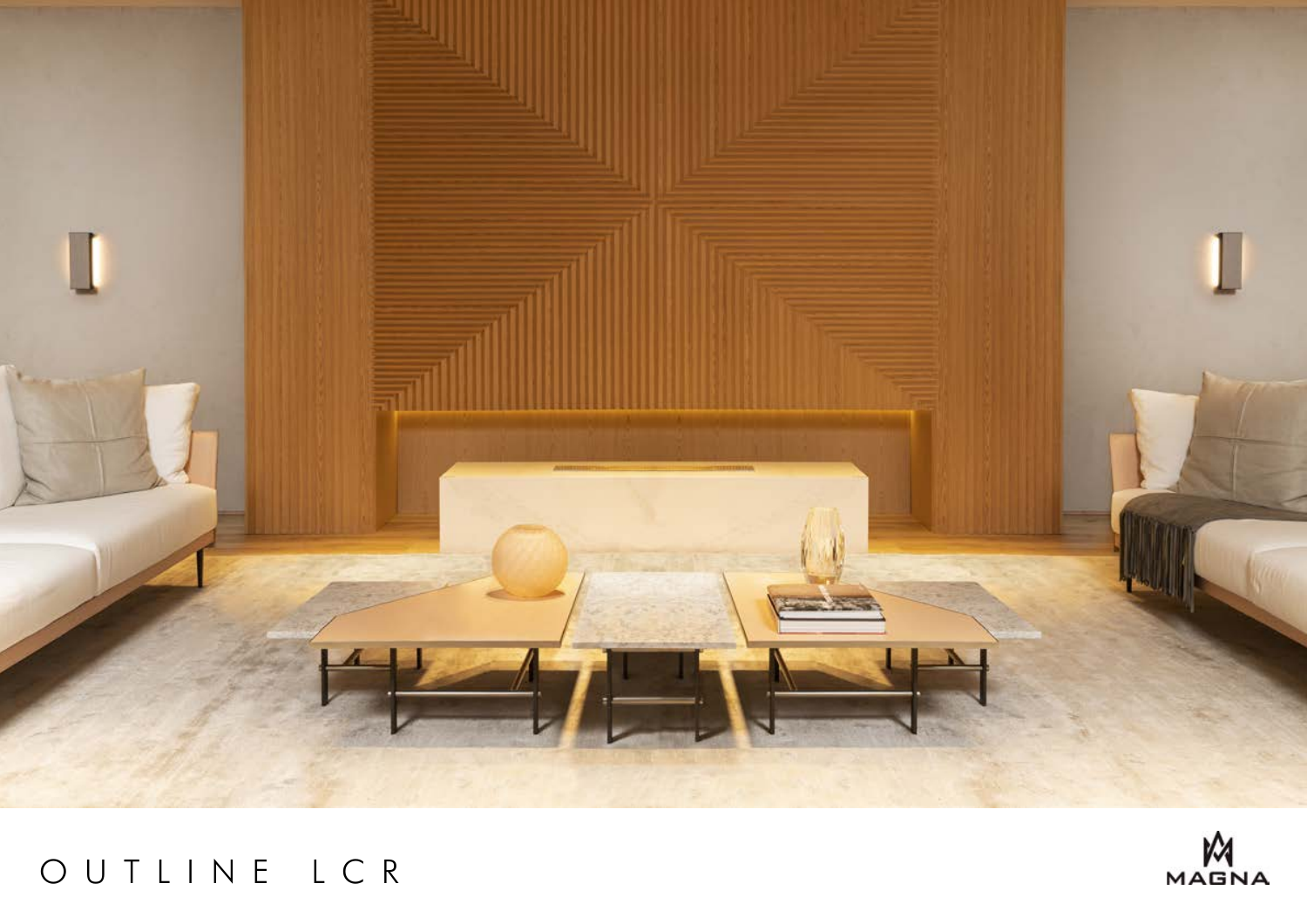# OUTLINE LCR

MAGNA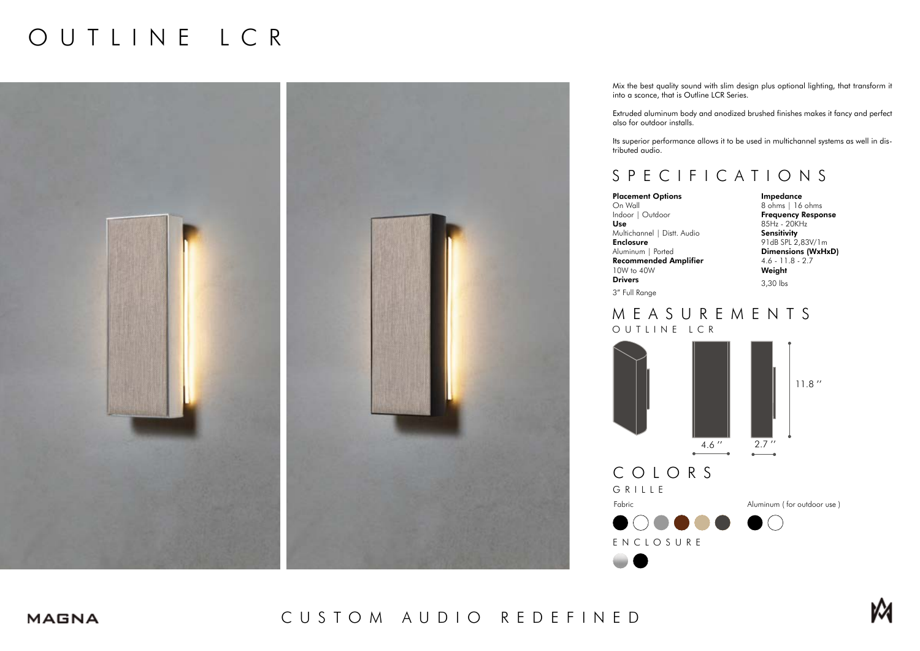# OUTLINE LCR

Mix the best quality sound with slim design plus optional lighting, that transform it into a sconce, that is Outline LCR Series.

Extruded aluminum body and anodized brushed finishes makes it fancy and perfect also for outdoor installs.

Its superior performance allows it to be used in multichannel systems as well in distributed audio.

## SPECIFICATIONS

**Placement Options**
On Wall
Indoor | Outdoor

**Use**
Multichannel | Distt. Audio

**Enclosure**
Aluminum | Ported

**Recommended Amplifier**
10W to 40W

**Drivers**
3" Full Range

**Impedance**
8 ohms | 16 ohms

**Frequency Response**
85Hz - 20KHz

**Sensitivity**
91dB SPL 2,83V/1m

**Dimensions (WxHxD)**
4.6 - 11.8 - 2.7

**Weight**
3,30 lbs

## MEASUREMENTS

OUTLINE LCR

11.8 ''

4.6 ''

2.7 ''

## COLORS

GRILLE

Fabric

Aluminum ( for outdoor use )

ENCLOSURE

MAGNA

CUSTOM AUDIO REDEFINED